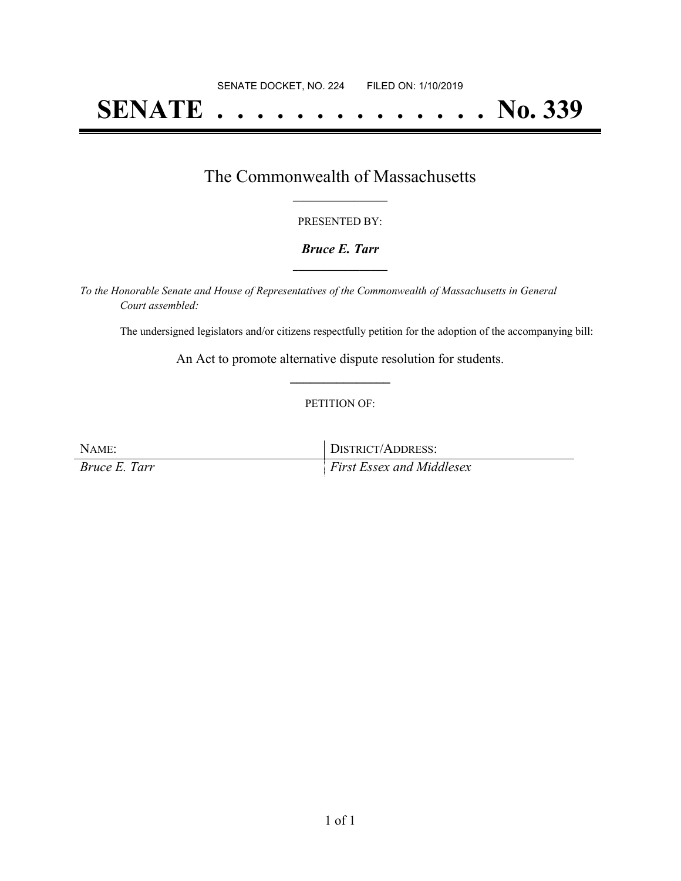SENATE DOCKET, NO. 224        FILED ON: 1/10/2019

# SENATE . . . . . . . . . . . . . . No. 339

## The Commonwealth of Massachusetts

PRESENTED BY:

***Bruce E. Tarr***

*To the Honorable Senate and House of Representatives of the Commonwealth of Massachusetts in General Court assembled:*

The undersigned legislators and/or citizens respectfully petition for the adoption of the accompanying bill:

An Act to promote alternative dispute resolution for students.

PETITION OF:

| NAME: | DISTRICT/ADDRESS: |
|---|---|
| *Bruce E. Tarr* | *First Essex and Middlesex* |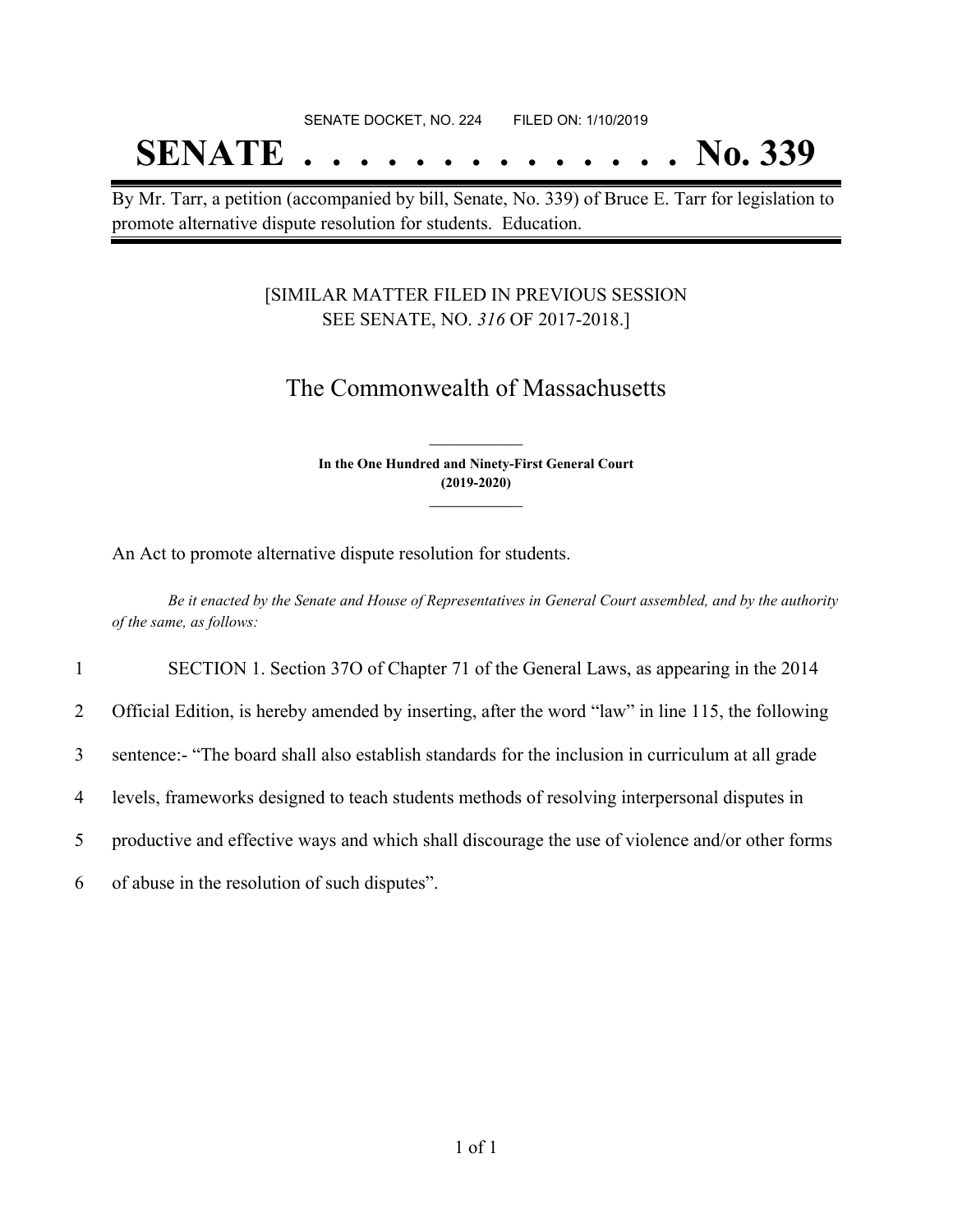SENATE DOCKET, NO. 224 FILED ON: 1/10/2019

# SENATE . . . . . . . . . . . . . . No. 339

By Mr. Tarr, a petition (accompanied by bill, Senate, No. 339) of Bruce E. Tarr for legislation to promote alternative dispute resolution for students. Education.

[SIMILAR MATTER FILED IN PREVIOUS SESSION SEE SENATE, NO. *316* OF 2017-2018.]

## The Commonwealth of Massachusetts

**In the One Hundred and Ninety-First General Court (2019-2020)**

An Act to promote alternative dispute resolution for students.

*Be it enacted by the Senate and House of Representatives in General Court assembled, and by the authority of the same, as follows:*

1 SECTION 1. Section 37O of Chapter 71 of the General Laws, as appearing in the 2014
2 Official Edition, is hereby amended by inserting, after the word "law" in line 115, the following
3 sentence:- "The board shall also establish standards for the inclusion in curriculum at all grade
4 levels, frameworks designed to teach students methods of resolving interpersonal disputes in
5 productive and effective ways and which shall discourage the use of violence and/or other forms
6 of abuse in the resolution of such disputes".